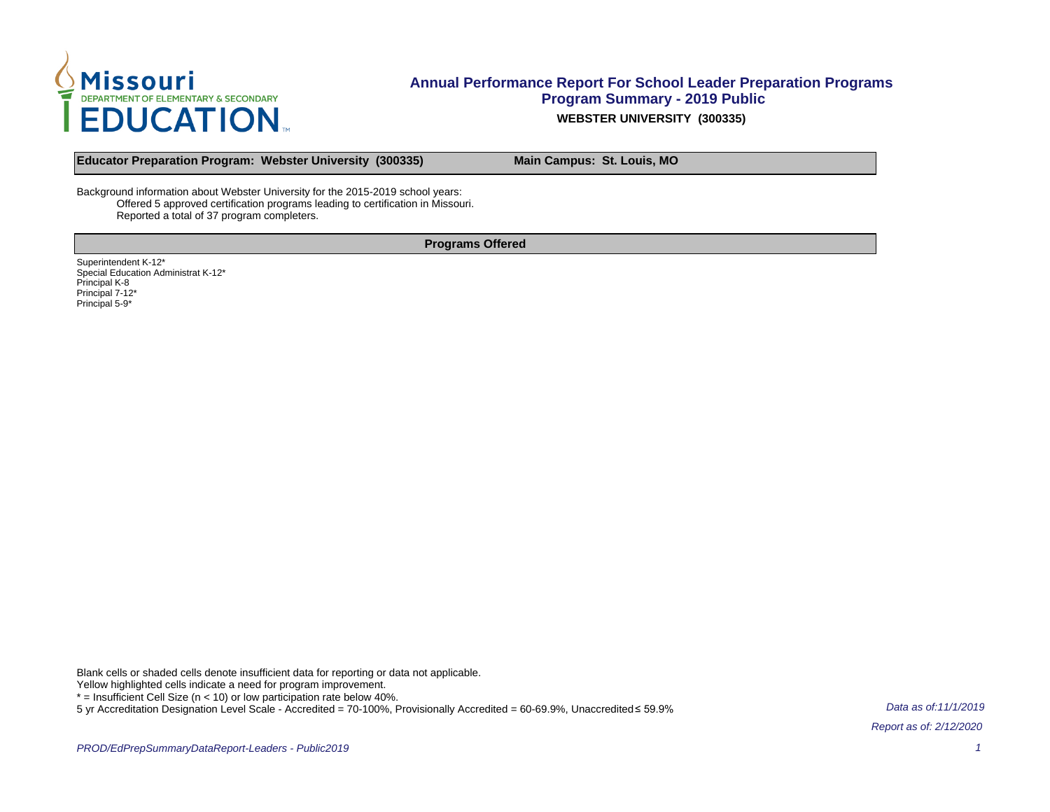# Annual Performance Report For School Leader Preparation Programs

## Program Summary - 2019 Public

**WEBSTER UNIVERSITY (300335)**

| **Educator Preparation Program: Webster University (300335)** | **Main Campus: St. Louis, MO** |
|---|---|

Background information about Webster University for the 2015-2019 school years:

Offered 5 approved certification programs leading to certification in Missouri.

Reported a total of 37 program completers.

### Programs Offered

Superintendent K-12*
Special Education Administrat K-12*
Principal K-8
Principal 7-12*
Principal 5-9*

Blank cells or shaded cells denote insufficient data for reporting or data not applicable.
Yellow highlighted cells indicate a need for program improvement.
* = Insufficient Cell Size (n < 10) or low participation rate below 40%.
5 yr Accreditation Designation Level Scale - Accredited = 70-100%, Provisionally Accredited = 60-69.9%, Unaccredited ≤ 59.9%

*Data as of:11/1/2019*

*Report as of: 2/12/2020*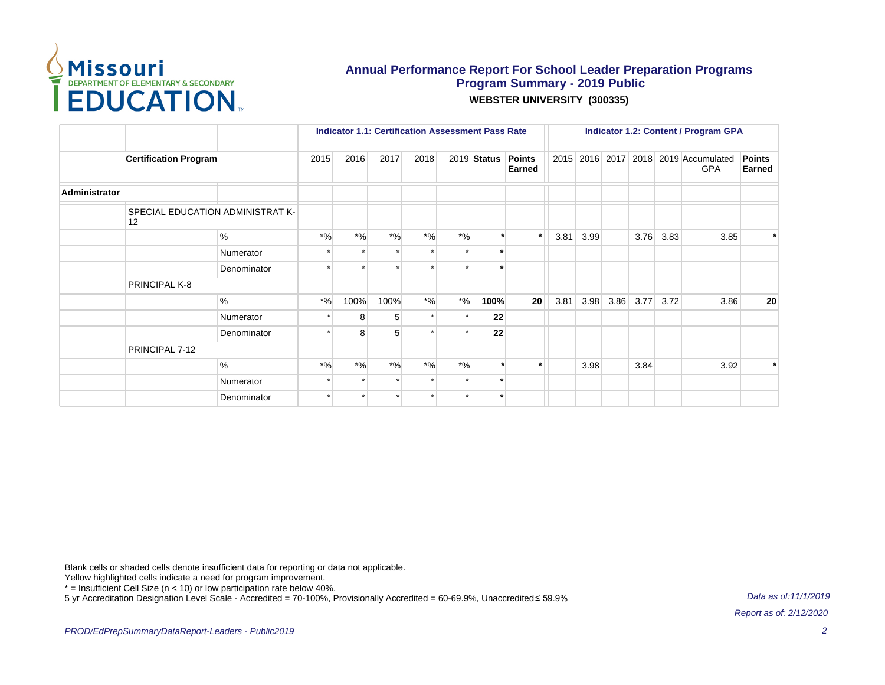# Annual Performance Report For School Leader Preparation Programs
## Program Summary - 2019 Public
### WEBSTER UNIVERSITY (300335)

| | | | Indicator 1.1: Certification Assessment Pass Rate | | | | | | | Indicator 1.2: Content / Program GPA | | | | | | |
|---|---|---|---|---|---|---|---|---|---|---|---|---|---|---|---|---|
| Certification Program | | | 2015 | 2016 | 2017 | 2018 | 2019 | Status | Points Earned | 2015 | 2016 | 2017 | 2018 | 2019 | Accumulated GPA | Points Earned |
| **Administrator** | | | | | | | | | | | | | | | | |
| | SPECIAL EDUCATION ADMINISTRAT K-12 | | | | | | | | | | | | | | | |
| | | % | *% | *% | *% | *% | *% | * | * | 3.81 | 3.99 | | 3.76 | 3.83 | 3.85 | * |
| | | Numerator | * | * | * | * | * | * | | | | | | | | |
| | | Denominator | * | * | * | * | * | * | | | | | | | | |
| | PRINCIPAL K-8 | | | | | | | | | | | | | | | |
| | | % | *% | 100% | 100% | *% | *% | 100% | 20 | 3.81 | 3.98 | 3.86 | 3.77 | 3.72 | 3.86 | 20 |
| | | Numerator | * | 8 | 5 | * | * | 22 | | | | | | | | |
| | | Denominator | * | 8 | 5 | * | * | 22 | | | | | | | | |
| | PRINCIPAL 7-12 | | | | | | | | | | | | | | | |
| | | % | *% | *% | *% | *% | *% | * | * | | 3.98 | | 3.84 | | 3.92 | * |
| | | Numerator | * | * | * | * | * | * | | | | | | | | |
| | | Denominator | * | * | * | * | * | * | | | | | | | | |

Blank cells or shaded cells denote insufficient data for reporting or data not applicable.
Yellow highlighted cells indicate a need for program improvement.
* = Insufficient Cell Size (n < 10) or low participation rate below 40%.
5 yr Accreditation Designation Level Scale - Accredited = 70-100%, Provisionally Accredited = 60-69.9%, Unaccredited ≤ 59.9%

*Data as of:11/1/2019*

*Report as of: 2/12/2020*

*PROD/EdPrepSummaryDataReport-Leaders - Public2019*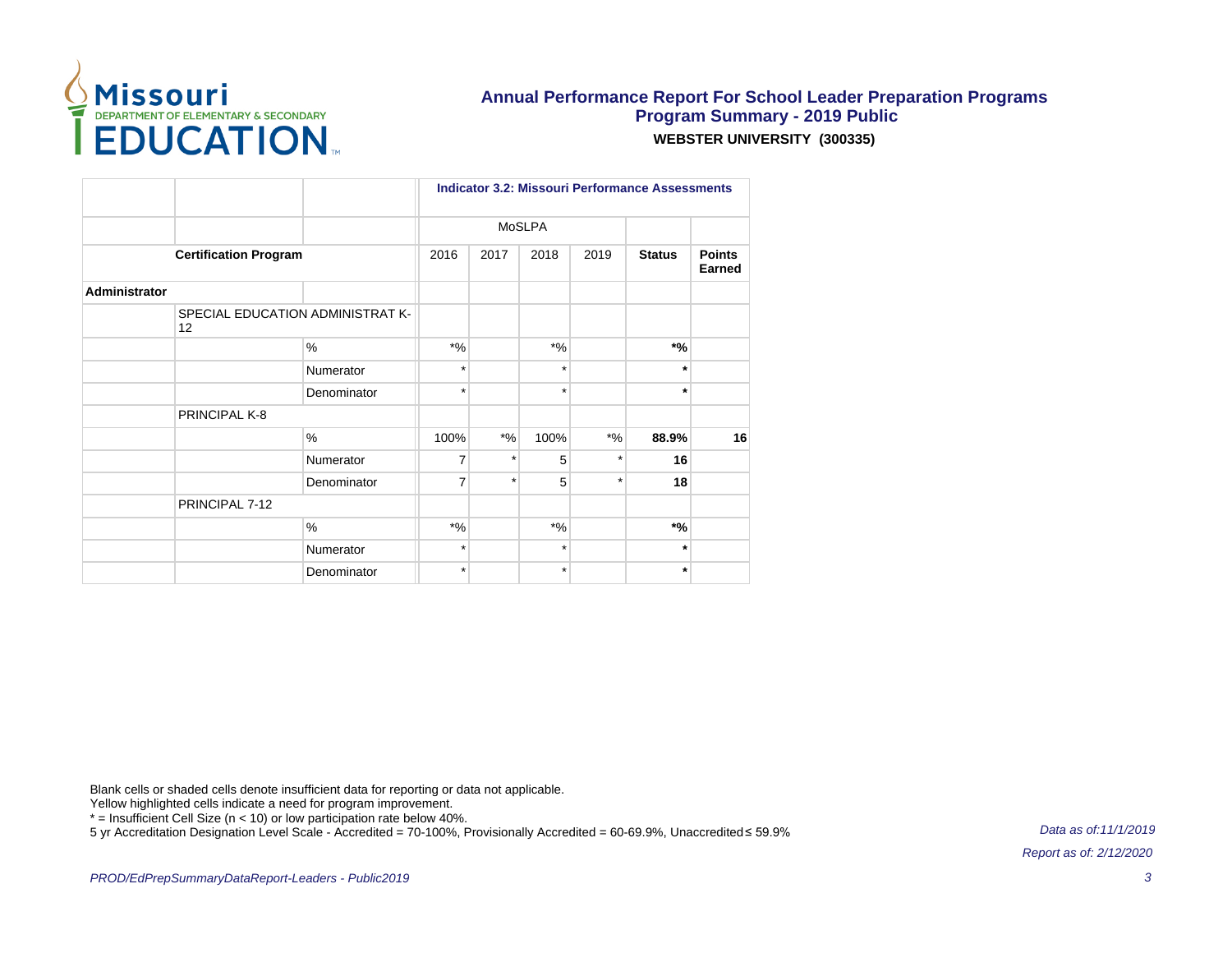# Annual Performance Report For School Leader Preparation Programs
## Program Summary - 2019 Public
**WEBSTER UNIVERSITY (300335)**

| | | | Indicator 3.2: Missouri Performance Assessments | | | | | |
|---|---|---|---|---|---|---|---|---|
| | | | MoSLPA | | | | | |
| Certification Program | | | 2016 | 2017 | 2018 | 2019 | Status | Points Earned |
| **Administrator** | | | | | | | | |
| | SPECIAL EDUCATION ADMINISTRAT K-12 | | | | | | | |
| | | % | *% | | *% | | ***%** | |
| | | Numerator | * | | * | | ***** | |
| | | Denominator | * | | * | | ***** | |
| | PRINCIPAL K-8 | | | | | | | |
| | | % | 100% | *% | 100% | *% | **88.9%** | **16** |
| | | Numerator | 7 | * | 5 | * | **16** | |
| | | Denominator | 7 | * | 5 | * | **18** | |
| | PRINCIPAL 7-12 | | | | | | | |
| | | % | *% | | *% | | ***%** | |
| | | Numerator | * | | * | | ***** | |
| | | Denominator | * | | * | | ***** | |

Blank cells or shaded cells denote insufficient data for reporting or data not applicable.
Yellow highlighted cells indicate a need for program improvement.
* = Insufficient Cell Size (n < 10) or low participation rate below 40%.
5 yr Accreditation Designation Level Scale - Accredited = 70-100%, Provisionally Accredited = 60-69.9%, Unaccredited ≤ 59.9%

*Data as of:11/1/2019*

*Report as of: 2/12/2020*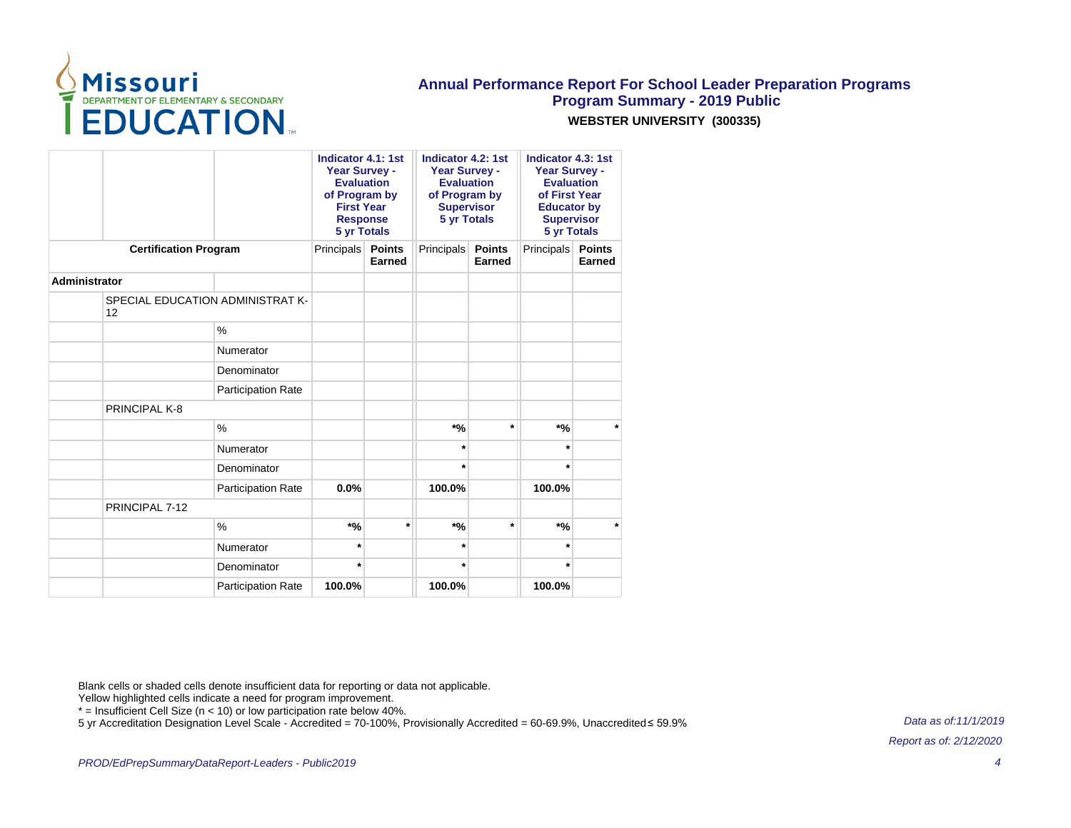# Annual Performance Report For School Leader Preparation Programs
## Program Summary - 2019 Public
**WEBSTER UNIVERSITY (300335)**

| | | | Indicator 4.1: 1st Year Survey - Evaluation of Program by First Year Response 5 yr Totals | | Indicator 4.2: 1st Year Survey - Evaluation of Program by Supervisor 5 yr Totals | | Indicator 4.3: 1st Year Survey - Evaluation of First Year Educator by Supervisor 5 yr Totals | |
|---|---|---|---|---|---|---|---|---|
| **Certification Program** | | | Principals | **Points Earned** | Principals | **Points Earned** | Principals | **Points Earned** |
| **Administrator** | | | | | | | | |
| | SPECIAL EDUCATION ADMINISTRAT K-12 | | | | | | | |
| | | % | | | | | | |
| | | Numerator | | | | | | |
| | | Denominator | | | | | | |
| | | Participation Rate | | | | | | |
| | PRINCIPAL K-8 | | | | | | | |
| | | % | | | *% | * | *% | * |
| | | Numerator | | | * | | * | |
| | | Denominator | | | * | | * | |
| | | Participation Rate | 0.0% | | 100.0% | | 100.0% | |
| | PRINCIPAL 7-12 | | | | | | | |
| | | % | *% | * | *% | * | *% | * |
| | | Numerator | * | | * | | * | |
| | | Denominator | * | | * | | * | |
| | | Participation Rate | 100.0% | | 100.0% | | 100.0% | |

Blank cells or shaded cells denote insufficient data for reporting or data not applicable.
Yellow highlighted cells indicate a need for program improvement.
* = Insufficient Cell Size (n < 10) or low participation rate below 40%.
5 yr Accreditation Designation Level Scale - Accredited = 70-100%, Provisionally Accredited = 60-69.9%, Unaccredited ≤ 59.9%

*Data as of:11/1/2019*

*Report as of: 2/12/2020*

*PROD/EdPrepSummaryDataReport-Leaders - Public2019*